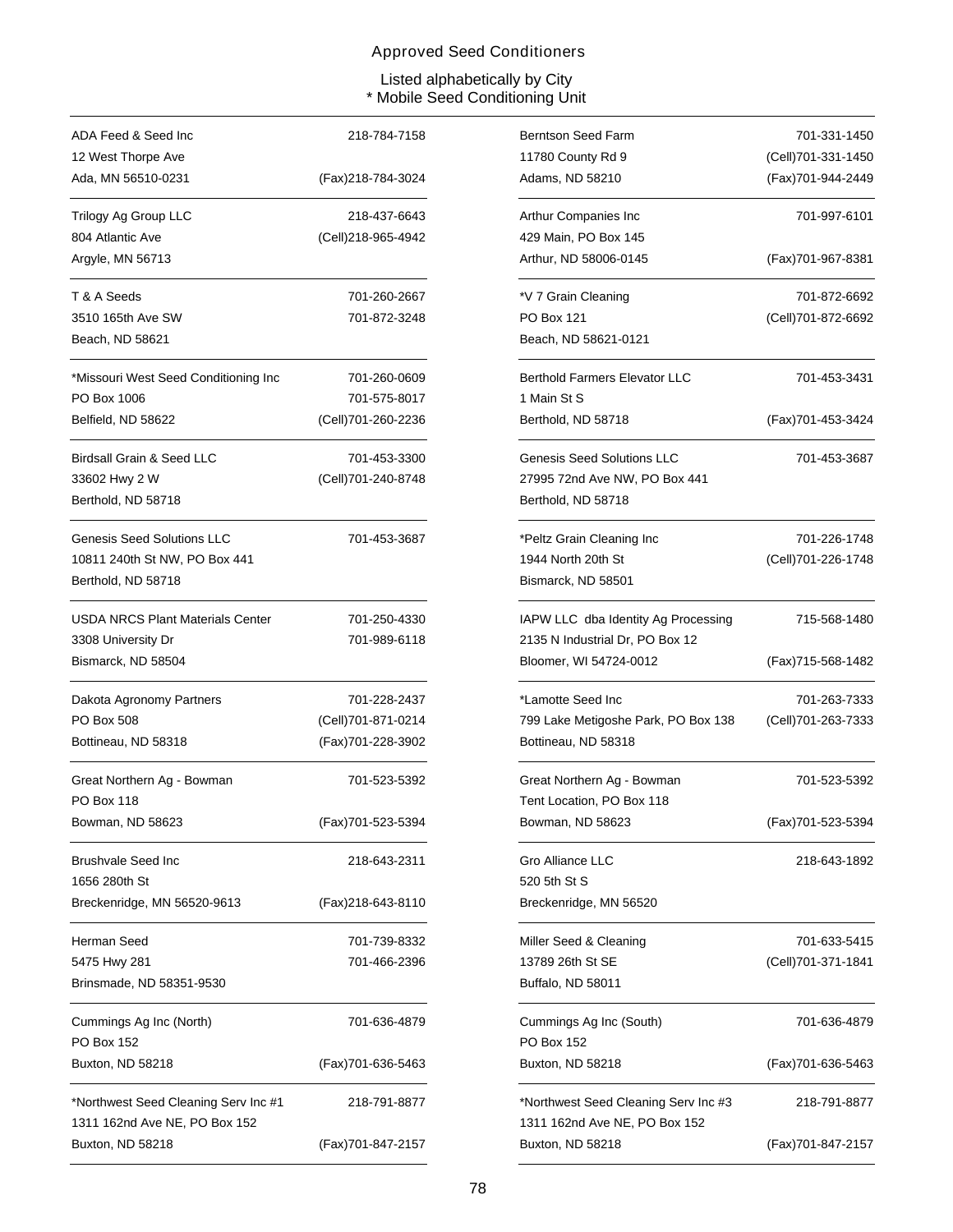# Approved Seed Conditioners

Listed alphabetically by City
\* Mobile Seed Conditioning Unit

---

ADA Feed & Seed Inc — 218-784-7158
12 West Thorpe Ave
Ada, MN 56510-0231 — (Fax)218-784-3024

---

Trilogy Ag Group LLC — 218-437-6643
804 Atlantic Ave — (Cell)218-965-4942
Argyle, MN 56713

---

T & A Seeds — 701-260-2667
3510 165th Ave SW — 701-872-3248
Beach, ND 58621

---

*Missouri West Seed Conditioning Inc — 701-260-0609
PO Box 1006 — 701-575-8017
Belfield, ND 58622 — (Cell)701-260-2236

---

Birdsall Grain & Seed LLC — 701-453-3300
33602 Hwy 2 W — (Cell)701-240-8748
Berthold, ND 58718

---

Genesis Seed Solutions LLC — 701-453-3687
10811 240th St NW, PO Box 441
Berthold, ND 58718

---

USDA NRCS Plant Materials Center — 701-250-4330
3308 University Dr — 701-989-6118
Bismarck, ND 58504

---

Dakota Agronomy Partners — 701-228-2437
PO Box 508 — (Cell)701-871-0214
Bottineau, ND 58318 — (Fax)701-228-3902

---

Great Northern Ag - Bowman — 701-523-5392
PO Box 118
Bowman, ND 58623 — (Fax)701-523-5394

---

Brushvale Seed Inc — 218-643-2311
1656 280th St
Breckenridge, MN 56520-9613 — (Fax)218-643-8110

---

Herman Seed — 701-739-8332
5475 Hwy 281 — 701-466-2396
Brinsmade, ND 58351-9530

---

Cummings Ag Inc (North) — 701-636-4879
PO Box 152
Buxton, ND 58218 — (Fax)701-636-5463

---

*Northwest Seed Cleaning Serv Inc #1 — 218-791-8877
1311 162nd Ave NE, PO Box 152
Buxton, ND 58218 — (Fax)701-847-2157

---

Berntson Seed Farm — 701-331-1450
11780 County Rd 9 — (Cell)701-331-1450
Adams, ND 58210 — (Fax)701-944-2449

---

Arthur Companies Inc — 701-997-6101
429 Main, PO Box 145
Arthur, ND 58006-0145 — (Fax)701-967-8381

---

*V 7 Grain Cleaning — 701-872-6692
PO Box 121 — (Cell)701-872-6692
Beach, ND 58621-0121

---

Berthold Farmers Elevator LLC — 701-453-3431
1 Main St S
Berthold, ND 58718 — (Fax)701-453-3424

---

Genesis Seed Solutions LLC — 701-453-3687
27995 72nd Ave NW, PO Box 441
Berthold, ND 58718

---

*Peltz Grain Cleaning Inc — 701-226-1748
1944 North 20th St — (Cell)701-226-1748
Bismarck, ND 58501

---

IAPW LLC dba Identity Ag Processing — 715-568-1480
2135 N Industrial Dr, PO Box 12
Bloomer, WI 54724-0012 — (Fax)715-568-1482

---

*Lamotte Seed Inc — 701-263-7333
799 Lake Metigoshe Park, PO Box 138 — (Cell)701-263-7333
Bottineau, ND 58318

---

Great Northern Ag - Bowman — 701-523-5392
Tent Location, PO Box 118
Bowman, ND 58623 — (Fax)701-523-5394

---

Gro Alliance LLC — 218-643-1892
520 5th St S
Breckenridge, MN 56520

---

Miller Seed & Cleaning — 701-633-5415
13789 26th St SE — (Cell)701-371-1841
Buffalo, ND 58011

---

Cummings Ag Inc (South) — 701-636-4879
PO Box 152
Buxton, ND 58218 — (Fax)701-636-5463

---

*Northwest Seed Cleaning Serv Inc #3 — 218-791-8877
1311 162nd Ave NE, PO Box 152
Buxton, ND 58218 — (Fax)701-847-2157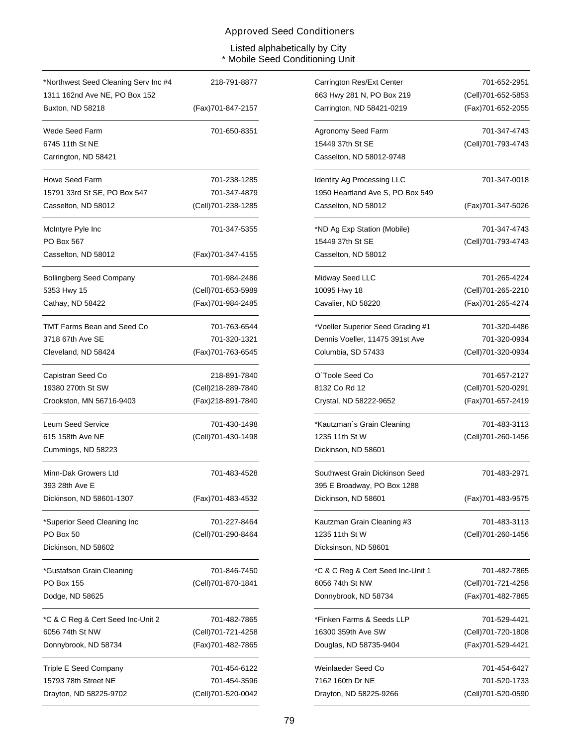# Approved Seed Conditioners

Listed alphabetically by City
* Mobile Seed Conditioning Unit

*Northwest Seed Cleaning Serv Inc #4
1311 162nd Ave NE, PO Box 152
Buxton, ND 58218
218-791-8877
(Fax)701-847-2157

Carrington Res/Ext Center
663 Hwy 281 N, PO Box 219
Carrington, ND 58421-0219
701-652-2951
(Cell)701-652-5853
(Fax)701-652-2055

Wede Seed Farm
6745 11th St NE
Carrington, ND 58421
701-650-8351

Agronomy Seed Farm
15449 37th St SE
Casselton, ND 58012-9748
701-347-4743
(Cell)701-793-4743

Howe Seed Farm
15791 33rd St SE, PO Box 547
Casselton, ND 58012
701-238-1285
701-347-4879
(Cell)701-238-1285

Identity Ag Processing LLC
1950 Heartland Ave S, PO Box 549
Casselton, ND 58012
701-347-0018
(Fax)701-347-5026

McIntyre Pyle Inc
PO Box 567
Casselton, ND 58012
701-347-5355
(Fax)701-347-4155

*ND Ag Exp Station (Mobile)
15449 37th St SE
Casselton, ND 58012
701-347-4743
(Cell)701-793-4743

Bollingberg Seed Company
5353 Hwy 15
Cathay, ND 58422
701-984-2486
(Cell)701-653-5989
(Fax)701-984-2485

Midway Seed LLC
10095 Hwy 18
Cavalier, ND 58220
701-265-4224
(Cell)701-265-2210
(Fax)701-265-4274

TMT Farms Bean and Seed Co
3718 67th Ave SE
Cleveland, ND 58424
701-763-6544
701-320-1321
(Fax)701-763-6545

*Voeller Superior Seed Grading #1
Dennis Voeller, 11475 391st Ave
Columbia, SD 57433
701-320-4486
701-320-0934
(Cell)701-320-0934

Capistran Seed Co
19380 270th St SW
Crookston, MN 56716-9403
218-891-7840
(Cell)218-289-7840
(Fax)218-891-7840

O`Toole Seed Co
8132 Co Rd 12
Crystal, ND 58222-9652
701-657-2127
(Cell)701-520-0291
(Fax)701-657-2419

Leum Seed Service
615 158th Ave NE
Cummings, ND 58223
701-430-1498
(Cell)701-430-1498

*Kautzman`s Grain Cleaning
1235 11th St W
Dickinson, ND 58601
701-483-3113
(Cell)701-260-1456

Minn-Dak Growers Ltd
393 28th Ave E
Dickinson, ND 58601-1307
701-483-4528
(Fax)701-483-4532

Southwest Grain Dickinson Seed
395 E Broadway, PO Box 1288
Dickinson, ND 58601
701-483-2971
(Fax)701-483-9575

*Superior Seed Cleaning Inc
PO Box 50
Dickinson, ND 58602
701-227-8464
(Cell)701-290-8464

Kautzman Grain Cleaning #3
1235 11th St W
Dicksinson, ND 58601
701-483-3113
(Cell)701-260-1456

*Gustafson Grain Cleaning
PO Box 155
Dodge, ND 58625
701-846-7450
(Cell)701-870-1841

*C & C Reg & Cert Seed Inc-Unit 1
6056 74th St NW
Donnybrook, ND 58734
701-482-7865
(Cell)701-721-4258
(Fax)701-482-7865

*C & C Reg & Cert Seed Inc-Unit 2
6056 74th St NW
Donnybrook, ND 58734
701-482-7865
(Cell)701-721-4258
(Fax)701-482-7865

*Finken Farms & Seeds LLP
16300 359th Ave SW
Douglas, ND 58735-9404
701-529-4421
(Cell)701-720-1808
(Fax)701-529-4421

Triple E Seed Company
15793 78th Street NE
Drayton, ND 58225-9702
701-454-6122
701-454-3596
(Cell)701-520-0042

Weinlaeder Seed Co
7162 160th Dr NE
Drayton, ND 58225-9266
701-454-6427
701-520-1733
(Cell)701-520-0590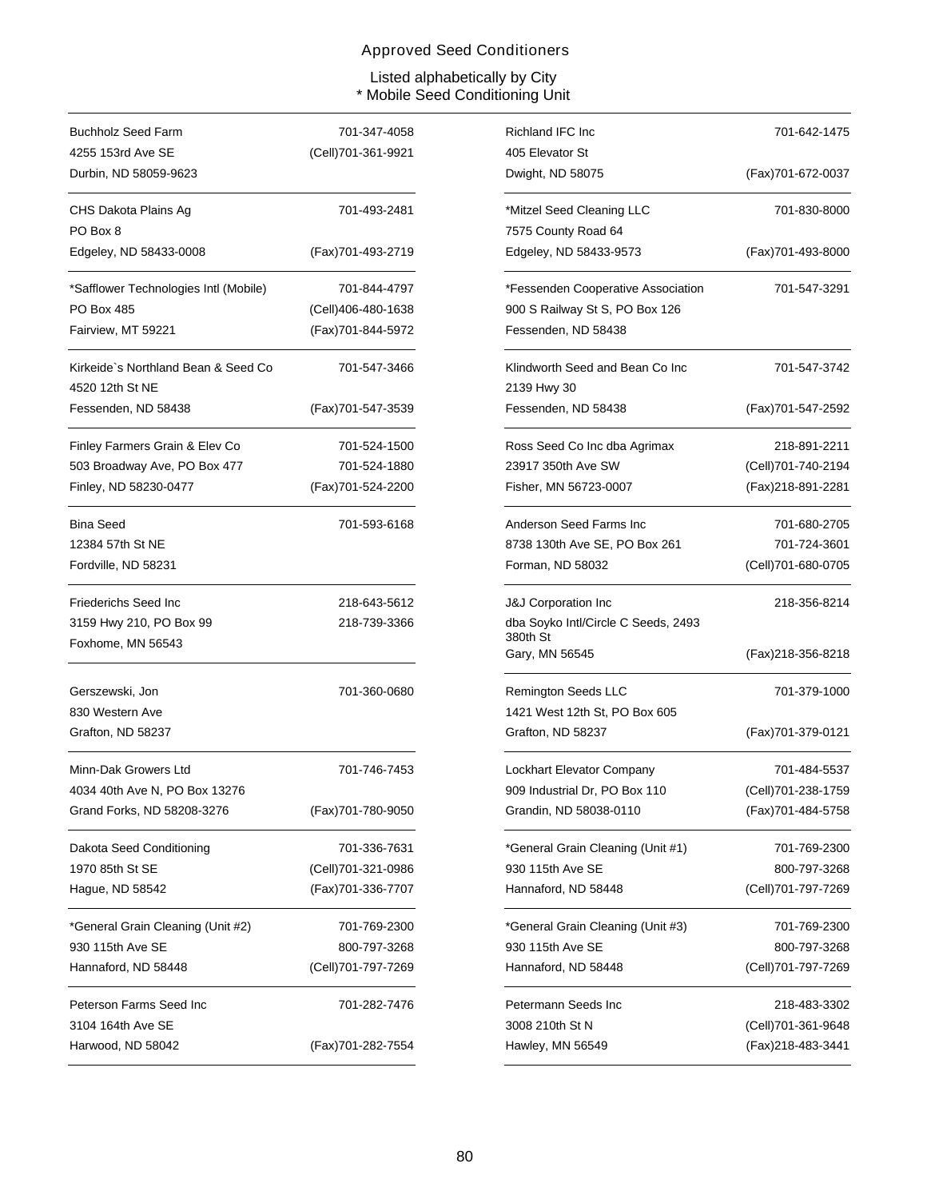# Approved Seed Conditioners

Listed alphabetically by City
\* Mobile Seed Conditioning Unit

| Name / Address | Phone |
|---|---|
| Buchholz Seed Farm<br>4255 153rd Ave SE<br>Durbin, ND 58059-9623 | 701-347-4058<br>(Cell)701-361-9921 |
| Richland IFC Inc<br>405 Elevator St<br>Dwight, ND 58075 | 701-642-1475<br>(Fax)701-672-0037 |
| CHS Dakota Plains Ag<br>PO Box 8<br>Edgeley, ND 58433-0008 | 701-493-2481<br>(Fax)701-493-2719 |
| *Mitzel Seed Cleaning LLC<br>7575 County Road 64<br>Edgeley, ND 58433-9573 | 701-830-8000<br>(Fax)701-493-8000 |
| *Safflower Technologies Intl (Mobile)<br>PO Box 485<br>Fairview, MT 59221 | 701-844-4797<br>(Cell)406-480-1638<br>(Fax)701-844-5972 |
| *Fessenden Cooperative Association<br>900 S Railway St S, PO Box 126<br>Fessenden, ND 58438 | 701-547-3291 |
| Kirkeide`s Northland Bean & Seed Co<br>4520 12th St NE<br>Fessenden, ND 58438 | 701-547-3466<br>(Fax)701-547-3539 |
| Klindworth Seed and Bean Co Inc<br>2139 Hwy 30<br>Fessenden, ND 58438 | 701-547-3742<br>(Fax)701-547-2592 |
| Finley Farmers Grain & Elev Co<br>503 Broadway Ave, PO Box 477<br>Finley, ND 58230-0477 | 701-524-1500<br>701-524-1880<br>(Fax)701-524-2200 |
| Ross Seed Co Inc dba Agrimax<br>23917 350th Ave SW<br>Fisher, MN 56723-0007 | 218-891-2211<br>(Cell)701-740-2194<br>(Fax)218-891-2281 |
| Bina Seed<br>12384 57th St NE<br>Fordville, ND 58231 | 701-593-6168 |
| Anderson Seed Farms Inc<br>8738 130th Ave SE, PO Box 261<br>Forman, ND 58032 | 701-680-2705<br>701-724-3601<br>(Cell)701-680-0705 |
| Friederichs Seed Inc<br>3159 Hwy 210, PO Box 99<br>Foxhome, MN 56543 | 218-643-5612<br>218-739-3366 |
| J&J Corporation Inc<br>dba Soyko Intl/Circle C Seeds, 2493 380th St<br>Gary, MN 56545 | 218-356-8214<br>(Fax)218-356-8218 |
| Gerszewski, Jon<br>830 Western Ave<br>Grafton, ND 58237 | 701-360-0680 |
| Remington Seeds LLC<br>1421 West 12th St, PO Box 605<br>Grafton, ND 58237 | 701-379-1000<br>(Fax)701-379-0121 |
| Minn-Dak Growers Ltd<br>4034 40th Ave N, PO Box 13276<br>Grand Forks, ND 58208-3276 | 701-746-7453<br>(Fax)701-780-9050 |
| Lockhart Elevator Company<br>909 Industrial Dr, PO Box 110<br>Grandin, ND 58038-0110 | 701-484-5537<br>(Cell)701-238-1759<br>(Fax)701-484-5758 |
| Dakota Seed Conditioning<br>1970 85th St SE<br>Hague, ND 58542 | 701-336-7631<br>(Cell)701-321-0986<br>(Fax)701-336-7707 |
| *General Grain Cleaning (Unit #1)<br>930 115th Ave SE<br>Hannaford, ND 58448 | 701-769-2300<br>800-797-3268<br>(Cell)701-797-7269 |
| *General Grain Cleaning (Unit #2)<br>930 115th Ave SE<br>Hannaford, ND 58448 | 701-769-2300<br>800-797-3268<br>(Cell)701-797-7269 |
| *General Grain Cleaning (Unit #3)<br>930 115th Ave SE<br>Hannaford, ND 58448 | 701-769-2300<br>800-797-3268<br>(Cell)701-797-7269 |
| Peterson Farms Seed Inc<br>3104 164th Ave SE<br>Harwood, ND 58042 | 701-282-7476<br>(Fax)701-282-7554 |
| Petermann Seeds Inc<br>3008 210th St N<br>Hawley, MN 56549 | 218-483-3302<br>(Cell)701-361-9648<br>(Fax)218-483-3441 |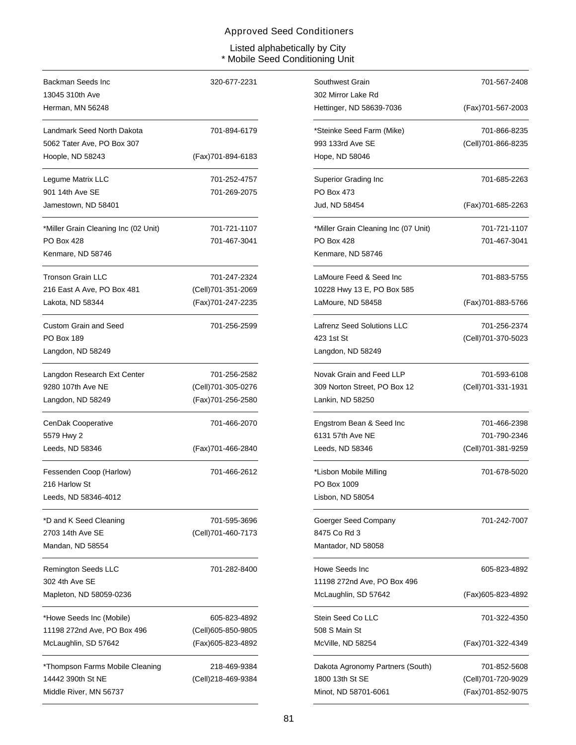# Approved Seed Conditioners

Listed alphabetically by City
\* Mobile Seed Conditioning Unit

Backman Seeds Inc
13045 310th Ave
Herman, MN 56248
320-677-2231

Landmark Seed North Dakota
5062 Tater Ave, PO Box 307
Hoople, ND 58243
701-894-6179
(Fax)701-894-6183

Legume Matrix LLC
901 14th Ave SE
Jamestown, ND 58401
701-252-4757
701-269-2075

*Miller Grain Cleaning Inc (02 Unit)
PO Box 428
Kenmare, ND 58746
701-721-1107
701-467-3041

Tronson Grain LLC
216 East A Ave, PO Box 481
Lakota, ND 58344
701-247-2324
(Cell)701-351-2069
(Fax)701-247-2235

Custom Grain and Seed
PO Box 189
Langdon, ND 58249
701-256-2599

Langdon Research Ext Center
9280 107th Ave NE
Langdon, ND 58249
701-256-2582
(Cell)701-305-0276
(Fax)701-256-2580

CenDak Cooperative
5579 Hwy 2
Leeds, ND 58346
701-466-2070
(Fax)701-466-2840

Fessenden Coop (Harlow)
216 Harlow St
Leeds, ND 58346-4012
701-466-2612

*D and K Seed Cleaning
2703 14th Ave SE
Mandan, ND 58554
701-595-3696
(Cell)701-460-7173

Remington Seeds LLC
302 4th Ave SE
Mapleton, ND 58059-0236
701-282-8400

*Howe Seeds Inc (Mobile)
11198 272nd Ave, PO Box 496
McLaughlin, SD 57642
605-823-4892
(Cell)605-850-9805
(Fax)605-823-4892

*Thompson Farms Mobile Cleaning
14442 390th St NE
Middle River, MN 56737
218-469-9384
(Cell)218-469-9384

Southwest Grain
302 Mirror Lake Rd
Hettinger, ND 58639-7036
701-567-2408
(Fax)701-567-2003

*Steinke Seed Farm (Mike)
993 133rd Ave SE
Hope, ND 58046
701-866-8235
(Cell)701-866-8235

Superior Grading Inc
PO Box 473
Jud, ND 58454
701-685-2263
(Fax)701-685-2263

*Miller Grain Cleaning Inc (07 Unit)
PO Box 428
Kenmare, ND 58746
701-721-1107
701-467-3041

LaMoure Feed & Seed Inc
10228 Hwy 13 E, PO Box 585
LaMoure, ND 58458
701-883-5755
(Fax)701-883-5766

Lafrenz Seed Solutions LLC
423 1st St
Langdon, ND 58249
701-256-2374
(Cell)701-370-5023

Novak Grain and Feed LLP
309 Norton Street, PO Box 12
Lankin, ND 58250
701-593-6108
(Cell)701-331-1931

Engstrom Bean & Seed Inc
6131 57th Ave NE
Leeds, ND 58346
701-466-2398
701-790-2346
(Cell)701-381-9259

*Lisbon Mobile Milling
PO Box 1009
Lisbon, ND 58054
701-678-5020

Goerger Seed Company
8475 Co Rd 3
Mantador, ND 58058
701-242-7007

Howe Seeds Inc
11198 272nd Ave, PO Box 496
McLaughlin, SD 57642
605-823-4892
(Fax)605-823-4892

Stein Seed Co LLC
508 S Main St
McVille, ND 58254
701-322-4350
(Fax)701-322-4349

Dakota Agronomy Partners (South)
1800 13th St SE
Minot, ND 58701-6061
701-852-5608
(Cell)701-720-9029
(Fax)701-852-9075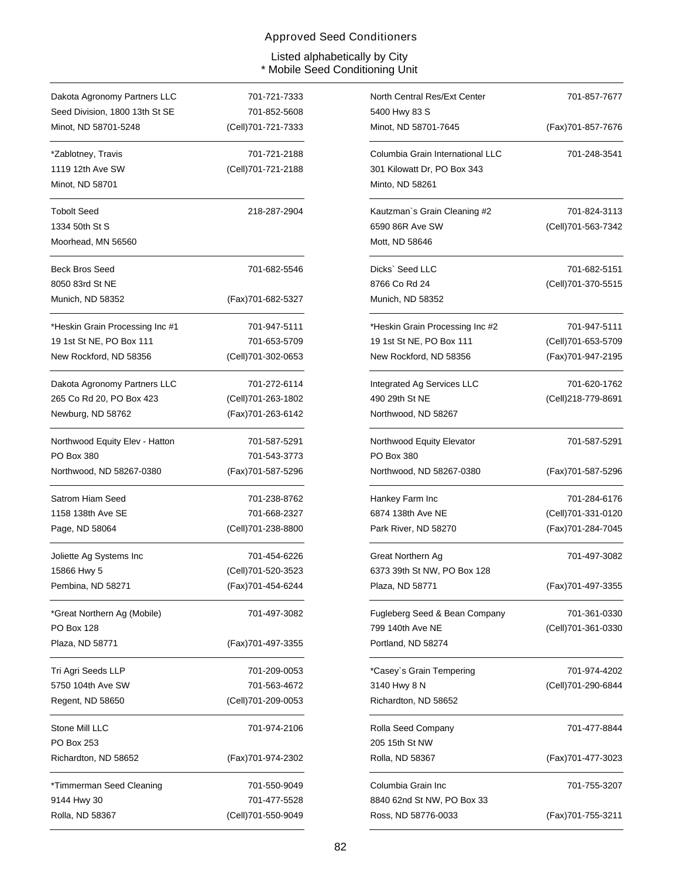# Approved Seed Conditioners

Listed alphabetically by City
* Mobile Seed Conditioning Unit

| Name / Address | Phone |
|---|---|
| Dakota Agronomy Partners LLC<br>Seed Division, 1800 13th St SE<br>Minot, ND 58701-5248 | 701-721-7333<br>701-852-5608<br>(Cell)701-721-7333 |
| *Zablotney, Travis<br>1119 12th Ave SW<br>Minot, ND 58701 | 701-721-2188<br>(Cell)701-721-2188 |
| Tobolt Seed<br>1334 50th St S<br>Moorhead, MN 56560 | 218-287-2904 |
| Beck Bros Seed<br>8050 83rd St NE<br>Munich, ND 58352 | 701-682-5546<br>(Fax)701-682-5327 |
| *Heskin Grain Processing Inc #1<br>19 1st St NE, PO Box 111<br>New Rockford, ND 58356 | 701-947-5111<br>701-653-5709<br>(Cell)701-302-0653 |
| Dakota Agronomy Partners LLC<br>265 Co Rd 20, PO Box 423<br>Newburg, ND 58762 | 701-272-6114<br>(Cell)701-263-1802<br>(Fax)701-263-6142 |
| Northwood Equity Elev - Hatton<br>PO Box 380<br>Northwood, ND 58267-0380 | 701-587-5291<br>701-543-3773<br>(Fax)701-587-5296 |
| Satrom Hiam Seed<br>1158 138th Ave SE<br>Page, ND 58064 | 701-238-8762<br>701-668-2327<br>(Cell)701-238-8800 |
| Joliette Ag Systems Inc<br>15866 Hwy 5<br>Pembina, ND 58271 | 701-454-6226<br>(Cell)701-520-3523<br>(Fax)701-454-6244 |
| *Great Northern Ag (Mobile)<br>PO Box 128<br>Plaza, ND 58771 | 701-497-3082<br>(Fax)701-497-3355 |
| Tri Agri Seeds LLP<br>5750 104th Ave SW<br>Regent, ND 58650 | 701-209-0053<br>701-563-4672<br>(Cell)701-209-0053 |
| Stone Mill LLC<br>PO Box 253<br>Richardton, ND 58652 | 701-974-2106<br>(Fax)701-974-2302 |
| *Timmerman Seed Cleaning<br>9144 Hwy 30<br>Rolla, ND 58367 | 701-550-9049<br>701-477-5528<br>(Cell)701-550-9049 |
| North Central Res/Ext Center<br>5400 Hwy 83 S<br>Minot, ND 58701-7645 | 701-857-7677<br>(Fax)701-857-7676 |
| Columbia Grain International LLC<br>301 Kilowatt Dr, PO Box 343<br>Minto, ND 58261 | 701-248-3541 |
| Kautzman`s Grain Cleaning #2<br>6590 86R Ave SW<br>Mott, ND 58646 | 701-824-3113<br>(Cell)701-563-7342 |
| Dicks` Seed LLC<br>8766 Co Rd 24<br>Munich, ND 58352 | 701-682-5151<br>(Cell)701-370-5515 |
| *Heskin Grain Processing Inc #2<br>19 1st St NE, PO Box 111<br>New Rockford, ND 58356 | 701-947-5111<br>(Cell)701-653-5709<br>(Fax)701-947-2195 |
| Integrated Ag Services LLC<br>490 29th St NE<br>Northwood, ND 58267 | 701-620-1762<br>(Cell)218-779-8691 |
| Northwood Equity Elevator<br>PO Box 380<br>Northwood, ND 58267-0380 | 701-587-5291<br>(Fax)701-587-5296 |
| Hankey Farm Inc<br>6874 138th Ave NE<br>Park River, ND 58270 | 701-284-6176<br>(Cell)701-331-0120<br>(Fax)701-284-7045 |
| Great Northern Ag<br>6373 39th St NW, PO Box 128<br>Plaza, ND 58771 | 701-497-3082<br>(Fax)701-497-3355 |
| Fugleberg Seed & Bean Company<br>799 140th Ave NE<br>Portland, ND 58274 | 701-361-0330<br>(Cell)701-361-0330 |
| *Casey`s Grain Tempering<br>3140 Hwy 8 N<br>Richardton, ND 58652 | 701-974-4202<br>(Cell)701-290-6844 |
| Rolla Seed Company<br>205 15th St NW<br>Rolla, ND 58367 | 701-477-8844<br>(Fax)701-477-3023 |
| Columbia Grain Inc<br>8840 62nd St NW, PO Box 33<br>Ross, ND 58776-0033 | 701-755-3207<br>(Fax)701-755-3211 |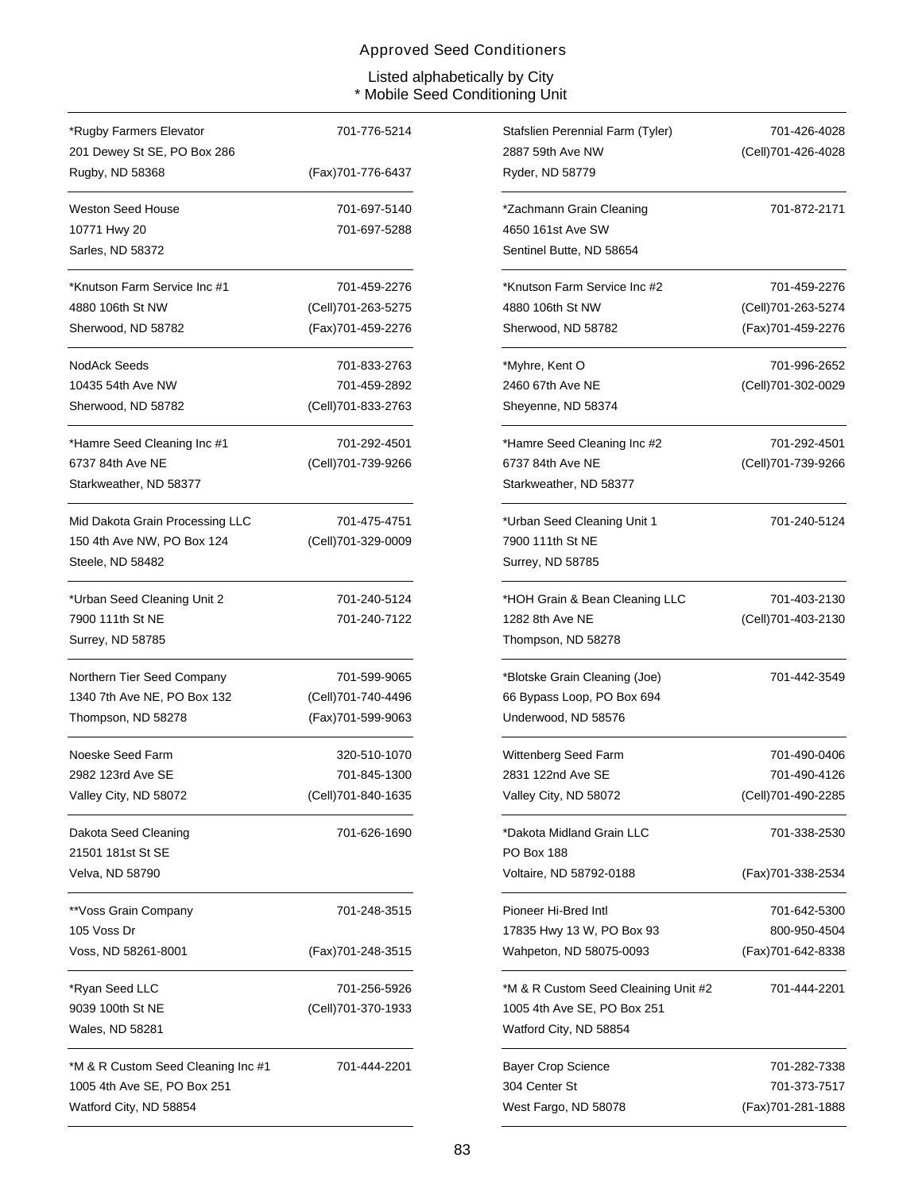Approved Seed Conditioners

Listed alphabetically by City
* Mobile Seed Conditioning Unit

*Rugby Farmers Elevator — 701-776-5214
201 Dewey St SE, PO Box 286
Rugby, ND 58368 — (Fax)701-776-6437

Stafslien Perennial Farm (Tyler) — 701-426-4028
2887 59th Ave NW — (Cell)701-426-4028
Ryder, ND 58779

Weston Seed House — 701-697-5140
10771 Hwy 20 — 701-697-5288
Sarles, ND 58372

*Zachmann Grain Cleaning — 701-872-2171
4650 161st Ave SW
Sentinel Butte, ND 58654

*Knutson Farm Service Inc #1 — 701-459-2276
4880 106th St NW — (Cell)701-263-5275
Sherwood, ND 58782 — (Fax)701-459-2276

*Knutson Farm Service Inc #2 — 701-459-2276
4880 106th St NW — (Cell)701-263-5274
Sherwood, ND 58782 — (Fax)701-459-2276

NodAck Seeds — 701-833-2763
10435 54th Ave NW — 701-459-2892
Sherwood, ND 58782 — (Cell)701-833-2763

*Myhre, Kent O — 701-996-2652
2460 67th Ave NE — (Cell)701-302-0029
Sheyenne, ND 58374

*Hamre Seed Cleaning Inc #1 — 701-292-4501
6737 84th Ave NE — (Cell)701-739-9266
Starkweather, ND 58377

*Hamre Seed Cleaning Inc #2 — 701-292-4501
6737 84th Ave NE — (Cell)701-739-9266
Starkweather, ND 58377

Mid Dakota Grain Processing LLC — 701-475-4751
150 4th Ave NW, PO Box 124 — (Cell)701-329-0009
Steele, ND 58482

*Urban Seed Cleaning Unit 1 — 701-240-5124
7900 111th St NE
Surrey, ND 58785

*Urban Seed Cleaning Unit 2 — 701-240-5124
7900 111th St NE — 701-240-7122
Surrey, ND 58785

*HOH Grain & Bean Cleaning LLC — 701-403-2130
1282 8th Ave NE — (Cell)701-403-2130
Thompson, ND 58278

Northern Tier Seed Company — 701-599-9065
1340 7th Ave NE, PO Box 132 — (Cell)701-740-4496
Thompson, ND 58278 — (Fax)701-599-9063

*Blotske Grain Cleaning (Joe) — 701-442-3549
66 Bypass Loop, PO Box 694
Underwood, ND 58576

Noeske Seed Farm — 320-510-1070
2982 123rd Ave SE — 701-845-1300
Valley City, ND 58072 — (Cell)701-840-1635

Wittenberg Seed Farm — 701-490-0406
2831 122nd Ave SE — 701-490-4126
Valley City, ND 58072 — (Cell)701-490-2285

Dakota Seed Cleaning — 701-626-1690
21501 181st St SE
Velva, ND 58790

*Dakota Midland Grain LLC — 701-338-2530
PO Box 188
Voltaire, ND 58792-0188 — (Fax)701-338-2534

**Voss Grain Company — 701-248-3515
105 Voss Dr
Voss, ND 58261-8001 — (Fax)701-248-3515

Pioneer Hi-Bred Intl — 701-642-5300
17835 Hwy 13 W, PO Box 93 — 800-950-4504
Wahpeton, ND 58075-0093 — (Fax)701-642-8338

*Ryan Seed LLC — 701-256-5926
9039 100th St NE — (Cell)701-370-1933
Wales, ND 58281

*M & R Custom Seed Cleaining Unit #2 — 701-444-2201
1005 4th Ave SE, PO Box 251
Watford City, ND 58854

*M & R Custom Seed Cleaning Inc #1 — 701-444-2201
1005 4th Ave SE, PO Box 251
Watford City, ND 58854

Bayer Crop Science — 701-282-7338
304 Center St — 701-373-7517
West Fargo, ND 58078 — (Fax)701-281-1888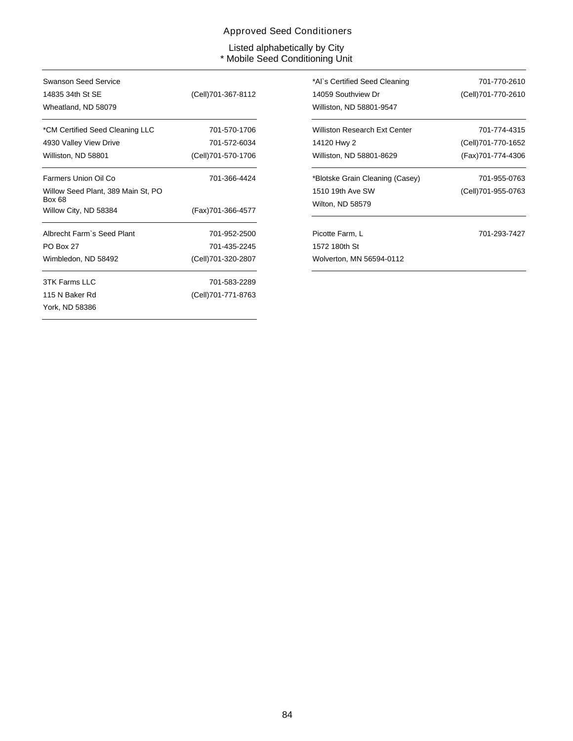Approved Seed Conditioners

Listed alphabetically by City
* Mobile Seed Conditioning Unit

Swanson Seed Service
14835 34th St SE (Cell)701-367-8112
Wheatland, ND 58079

---

*CM Certified Seed Cleaning LLC 701-570-1706
4930 Valley View Drive 701-572-6034
Williston, ND 58801 (Cell)701-570-1706

---

Farmers Union Oil Co 701-366-4424
Willow Seed Plant, 389 Main St, PO Box 68
Willow City, ND 58384 (Fax)701-366-4577

---

Albrecht Farm`s Seed Plant 701-952-2500
PO Box 27 701-435-2245
Wimbledon, ND 58492 (Cell)701-320-2807

---

3TK Farms LLC 701-583-2289
115 N Baker Rd (Cell)701-771-8763
York, ND 58386

---

*Al`s Certified Seed Cleaning 701-770-2610
14059 Southview Dr (Cell)701-770-2610
Williston, ND 58801-9547

---

Williston Research Ext Center 701-774-4315
14120 Hwy 2 (Cell)701-770-1652
Williston, ND 58801-8629 (Fax)701-774-4306

---

*Blotske Grain Cleaning (Casey) 701-955-0763
1510 19th Ave SW (Cell)701-955-0763
Wilton, ND 58579

---

Picotte Farm, L 701-293-7427
1572 180th St
Wolverton, MN 56594-0112